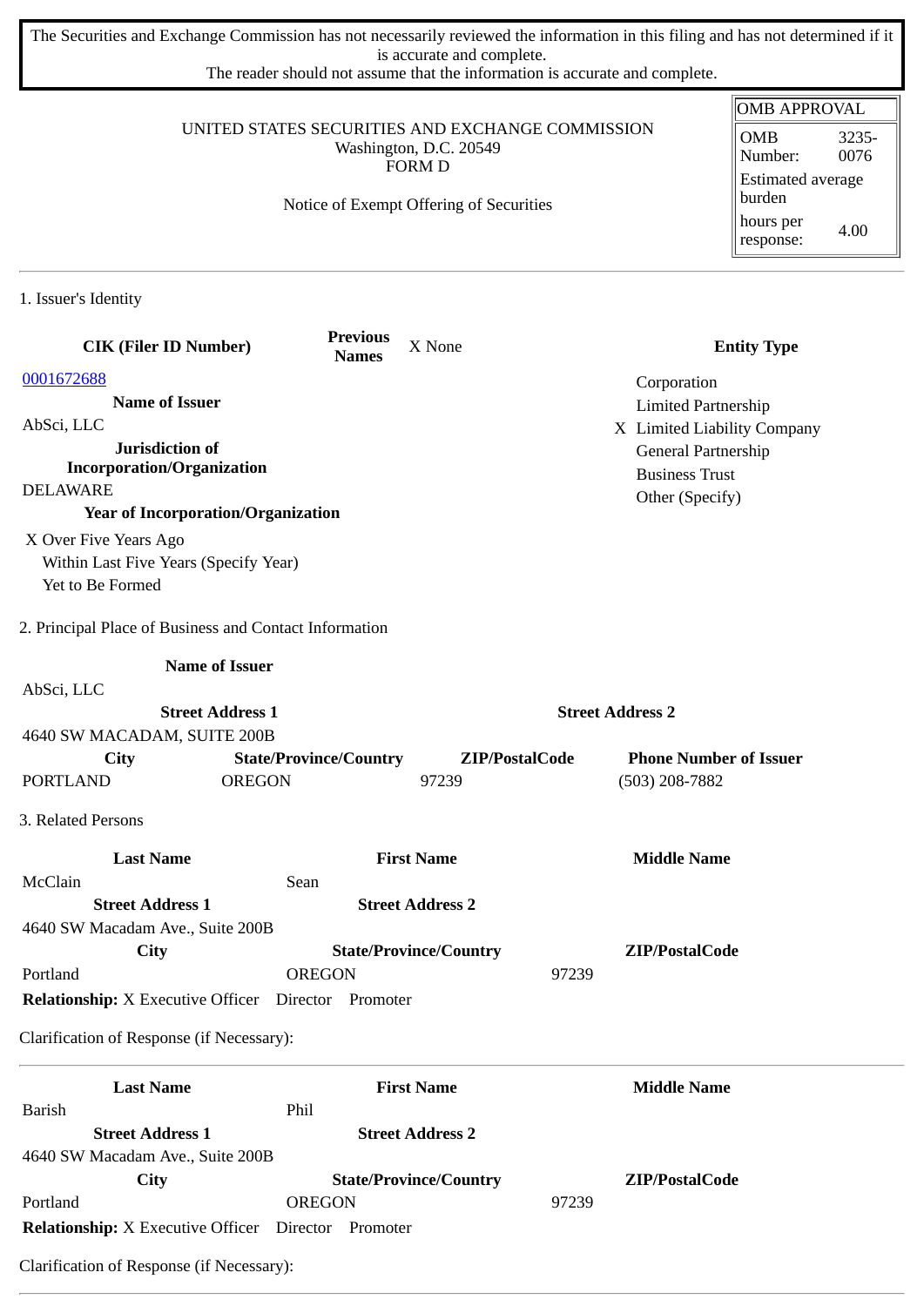The Securities and Exchange Commission has not necessarily reviewed the information in this filing and has not determined if it is accurate and complete.
The reader should not assume that the information is accurate and complete.

UNITED STATES SECURITIES AND EXCHANGE COMMISSION
Washington, D.C. 20549
FORM D

Notice of Exempt Offering of Securities

| OMB APPROVAL | |
|---|---|
| OMB Number: | 3235-0076 |
| Estimated average burden hours per response: | 4.00 |

## 1. Issuer's Identity

**CIK (Filer ID Number)**
0001672688

**Previous Names**
X None

**Name of Issuer**
AbSci, LLC

**Jurisdiction of Incorporation/Organization**
DELAWARE

**Year of Incorporation/Organization**
X Over Five Years Ago
Within Last Five Years (Specify Year)
Yet to Be Formed

**Entity Type**
Corporation
Limited Partnership
X Limited Liability Company
General Partnership
Business Trust
Other (Specify)

## 2. Principal Place of Business and Contact Information

**Name of Issuer**
AbSci, LLC

| Street Address 1 | | | Street Address 2 |
|---|---|---|---|
| 4640 SW MACADAM, SUITE 200B | | | |
| **City** | **State/Province/Country** | **ZIP/PostalCode** | **Phone Number of Issuer** |
| PORTLAND | OREGON | 97239 | (503) 208-7882 |

## 3. Related Persons

| Last Name | First Name | Middle Name |
|---|---|---|
| McClain | Sean | |
| **Street Address 1** | **Street Address 2** | |
| 4640 SW Macadam Ave., Suite 200B | | |
| **City** | **State/Province/Country** | **ZIP/PostalCode** |
| Portland | OREGON | 97239 |

**Relationship:** X Executive Officer Director Promoter

Clarification of Response (if Necessary):

---

| Last Name | First Name | Middle Name |
|---|---|---|
| Barish | Phil | |
| **Street Address 1** | **Street Address 2** | |
| 4640 SW Macadam Ave., Suite 200B | | |
| **City** | **State/Province/Country** | **ZIP/PostalCode** |
| Portland | OREGON | 97239 |

**Relationship:** X Executive Officer Director Promoter

Clarification of Response (if Necessary):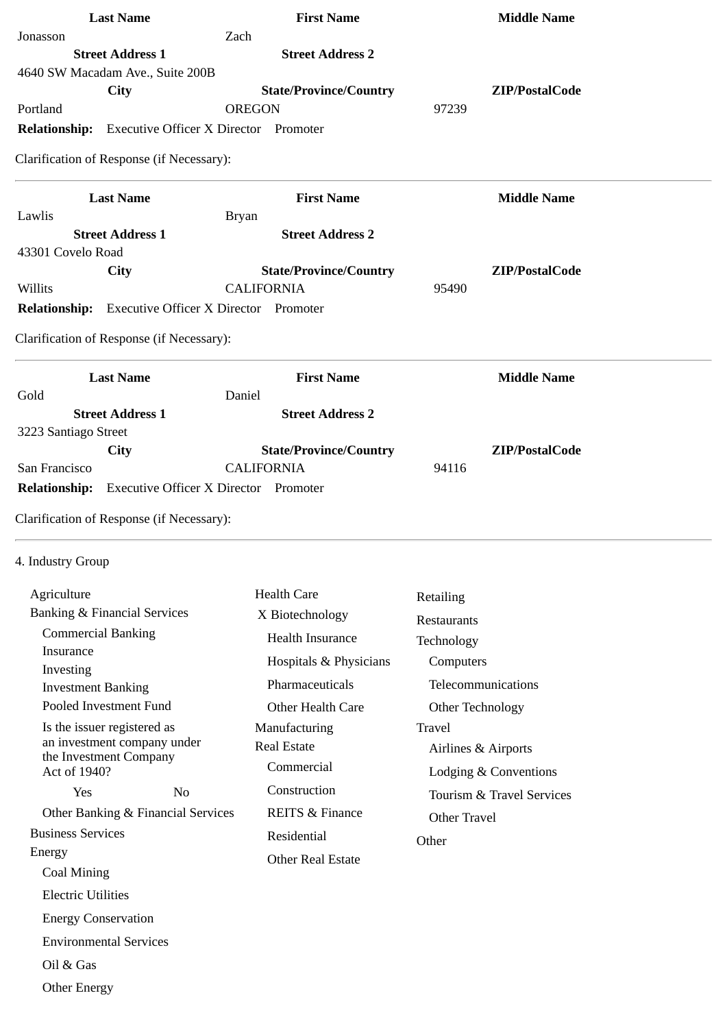| Last Name | First Name | Middle Name |
|---|---|---|
| Jonasson | Zach | |

| Street Address 1 | Street Address 2 |
|---|---|
| 4640 SW Macadam Ave., Suite 200B | |

| City | State/Province/Country | ZIP/PostalCode |
|---|---|---|
| Portland | OREGON | 97239 |

**Relationship:** Executive Officer X Director Promoter

Clarification of Response (if Necessary):

---

| Last Name | First Name | Middle Name |
|---|---|---|
| Lawlis | Bryan | |

| Street Address 1 | Street Address 2 |
|---|---|
| 43301 Covelo Road | |

| City | State/Province/Country | ZIP/PostalCode |
|---|---|---|
| Willits | CALIFORNIA | 95490 |

**Relationship:** Executive Officer X Director Promoter

Clarification of Response (if Necessary):

---

| Last Name | First Name | Middle Name |
|---|---|---|
| Gold | Daniel | |

| Street Address 1 | Street Address 2 |
|---|---|
| 3223 Santiago Street | |

| City | State/Province/Country | ZIP/PostalCode |
|---|---|---|
| San Francisco | CALIFORNIA | 94116 |

**Relationship:** Executive Officer X Director Promoter

Clarification of Response (if Necessary):

---

4. Industry Group

- Agriculture
- Banking & Financial Services
  - Commercial Banking
  - Insurance
  - Investing
  - Investment Banking
  - Pooled Investment Fund
  - Is the issuer registered as an investment company under the Investment Company Act of 1940?
    - Yes
    - No
  - Other Banking & Financial Services
- Business Services
- Energy
  - Coal Mining
  - Electric Utilities
  - Energy Conservation
  - Environmental Services
  - Oil & Gas
  - Other Energy
- Health Care
  - X Biotechnology
  - Health Insurance
  - Hospitals & Physicians
  - Pharmaceuticals
  - Other Health Care
- Manufacturing
- Real Estate
  - Commercial
  - Construction
  - REITS & Finance
  - Residential
  - Other Real Estate
- Retailing
- Restaurants
- Technology
  - Computers
  - Telecommunications
  - Other Technology
- Travel
  - Airlines & Airports
  - Lodging & Conventions
  - Tourism & Travel Services
  - Other Travel
- Other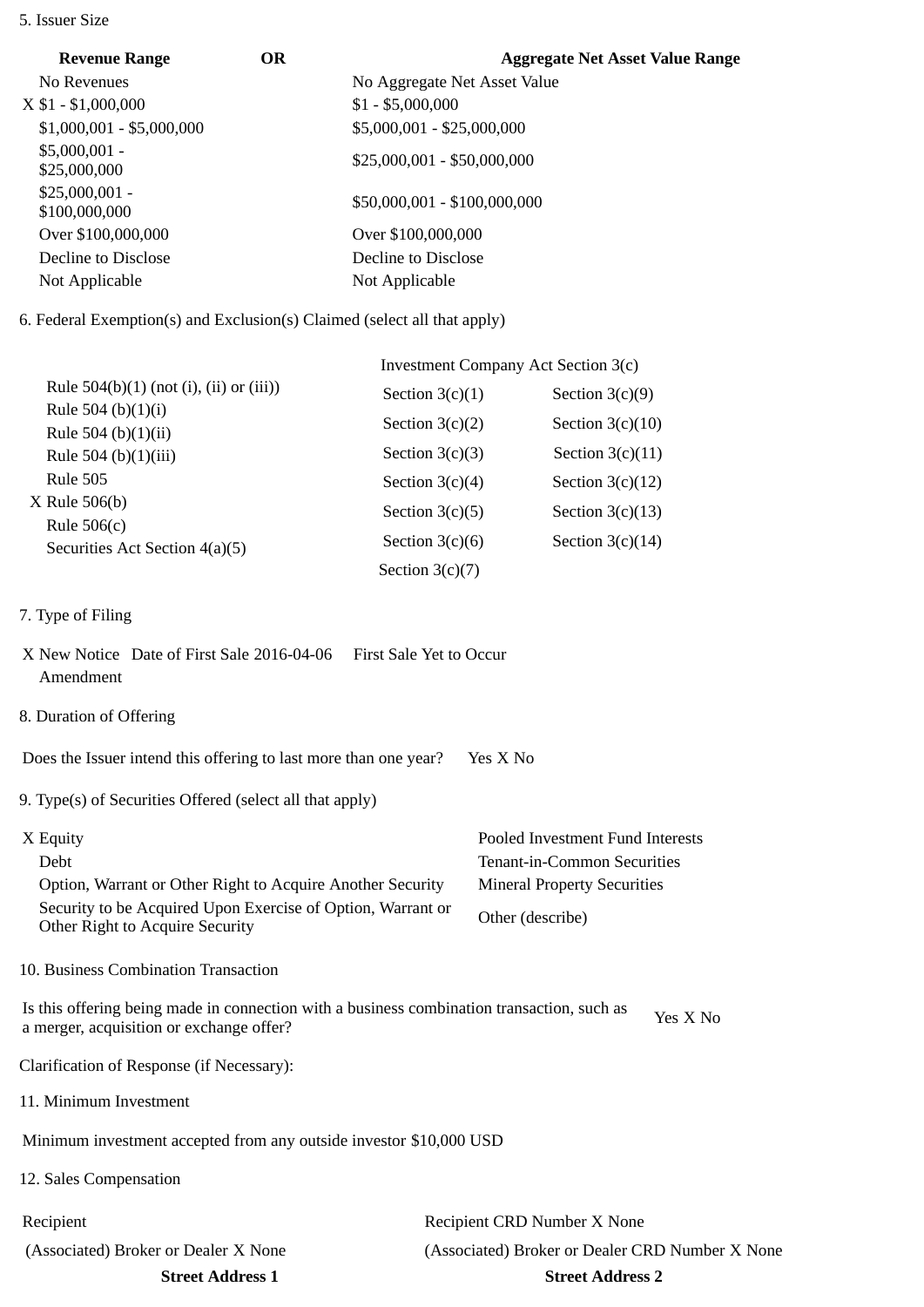5. Issuer Size

| Revenue Range | OR | Aggregate Net Asset Value Range |
|---|---|---|
| No Revenues | | No Aggregate Net Asset Value |
| X $1 - $1,000,000 | | $1 - $5,000,000 |
| $1,000,001 - $5,000,000 | | $5,000,001 - $25,000,000 |
| $5,000,001 - $25,000,000 | | $25,000,001 - $50,000,000 |
| $25,000,001 - $100,000,000 | | $50,000,001 - $100,000,000 |
| Over $100,000,000 | | Over $100,000,000 |
| Decline to Disclose | | Decline to Disclose |
| Not Applicable | | Not Applicable |

6. Federal Exemption(s) and Exclusion(s) Claimed (select all that apply)

| | Investment Company Act Section 3(c) | |
|---|---|---|
| Rule 504(b)(1) (not (i), (ii) or (iii)) | Section 3(c)(1) | Section 3(c)(9) |
| Rule 504 (b)(1)(i) | Section 3(c)(2) | Section 3(c)(10) |
| Rule 504 (b)(1)(ii) | Section 3(c)(3) | Section 3(c)(11) |
| Rule 504 (b)(1)(iii) | Section 3(c)(4) | Section 3(c)(12) |
| Rule 505 | Section 3(c)(5) | Section 3(c)(13) |
| X Rule 506(b) | Section 3(c)(6) | Section 3(c)(14) |
| Rule 506(c) | Section 3(c)(7) | |
| Securities Act Section 4(a)(5) | | |

7. Type of Filing

X New Notice Date of First Sale 2016-04-06 First Sale Yet to Occur
Amendment

8. Duration of Offering

Does the Issuer intend this offering to last more than one year? Yes X No

9. Type(s) of Securities Offered (select all that apply)

| | |
|---|---|
| X Equity | Pooled Investment Fund Interests |
| Debt | Tenant-in-Common Securities |
| Option, Warrant or Other Right to Acquire Another Security | Mineral Property Securities |
| Security to be Acquired Upon Exercise of Option, Warrant or Other Right to Acquire Security | Other (describe) |

10. Business Combination Transaction

Is this offering being made in connection with a business combination transaction, such as a merger, acquisition or exchange offer? Yes X No

Clarification of Response (if Necessary):

11. Minimum Investment

Minimum investment accepted from any outside investor $10,000 USD

12. Sales Compensation

| | |
|---|---|
| Recipient | Recipient CRD Number X None |
| (Associated) Broker or Dealer X None | (Associated) Broker or Dealer CRD Number X None |
| **Street Address 1** | **Street Address 2** |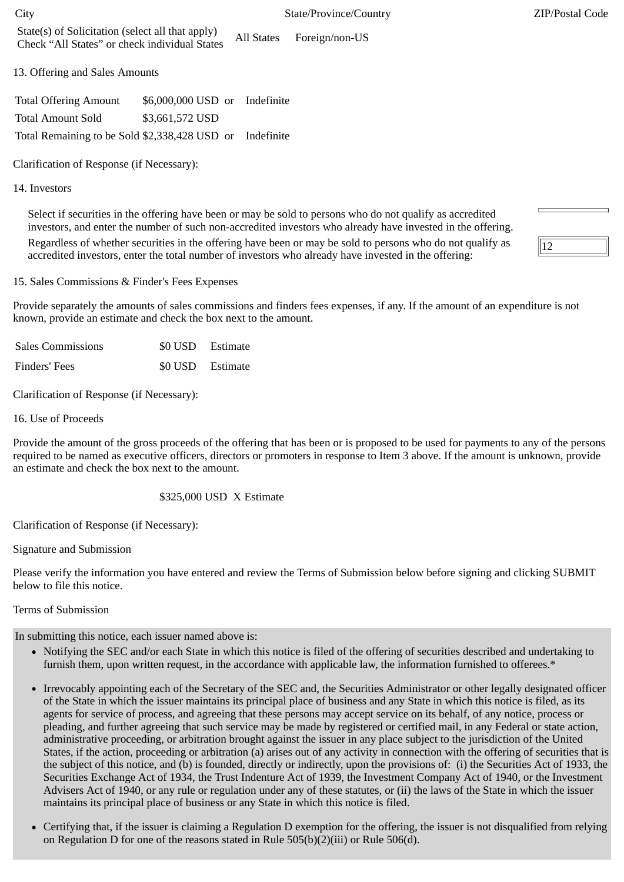| City | State/Province/Country | ZIP/Postal Code |
|---|---|---|

State(s) of Solicitation (select all that apply)
Check "All States" or check individual States    All States    Foreign/non-US

13. Offering and Sales Amounts

| | | | |
|---|---|---|---|
| Total Offering Amount | $6,000,000 USD | or | Indefinite |
| Total Amount Sold | $3,661,572 USD | | |
| Total Remaining to be Sold | $2,338,428 USD | or | Indefinite |

Clarification of Response (if Necessary):

14. Investors

Select if securities in the offering have been or may be sold to persons who do not qualify as accredited investors, and enter the number of such non-accredited investors who already have invested in the offering.

Regardless of whether securities in the offering have been or may be sold to persons who do not qualify as accredited investors, enter the total number of investors who already have invested in the offering: 12

15. Sales Commissions & Finder's Fees Expenses

Provide separately the amounts of sales commissions and finders fees expenses, if any. If the amount of an expenditure is not known, provide an estimate and check the box next to the amount.

| | | |
|---|---|---|
| Sales Commissions | $0 USD | Estimate |
| Finders' Fees | $0 USD | Estimate |

Clarification of Response (if Necessary):

16. Use of Proceeds

Provide the amount of the gross proceeds of the offering that has been or is proposed to be used for payments to any of the persons required to be named as executive officers, directors or promoters in response to Item 3 above. If the amount is unknown, provide an estimate and check the box next to the amount.

$325,000 USD X Estimate

Clarification of Response (if Necessary):

Signature and Submission

Please verify the information you have entered and review the Terms of Submission below before signing and clicking SUBMIT below to file this notice.

Terms of Submission

In submitting this notice, each issuer named above is:

- Notifying the SEC and/or each State in which this notice is filed of the offering of securities described and undertaking to furnish them, upon written request, in the accordance with applicable law, the information furnished to offerees.*
- Irrevocably appointing each of the Secretary of the SEC and, the Securities Administrator or other legally designated officer of the State in which the issuer maintains its principal place of business and any State in which this notice is filed, as its agents for service of process, and agreeing that these persons may accept service on its behalf, of any notice, process or pleading, and further agreeing that such service may be made by registered or certified mail, in any Federal or state action, administrative proceeding, or arbitration brought against the issuer in any place subject to the jurisdiction of the United States, if the action, proceeding or arbitration (a) arises out of any activity in connection with the offering of securities that is the subject of this notice, and (b) is founded, directly or indirectly, upon the provisions of: (i) the Securities Act of 1933, the Securities Exchange Act of 1934, the Trust Indenture Act of 1939, the Investment Company Act of 1940, or the Investment Advisers Act of 1940, or any rule or regulation under any of these statutes, or (ii) the laws of the State in which the issuer maintains its principal place of business or any State in which this notice is filed.
- Certifying that, if the issuer is claiming a Regulation D exemption for the offering, the issuer is not disqualified from relying on Regulation D for one of the reasons stated in Rule 505(b)(2)(iii) or Rule 506(d).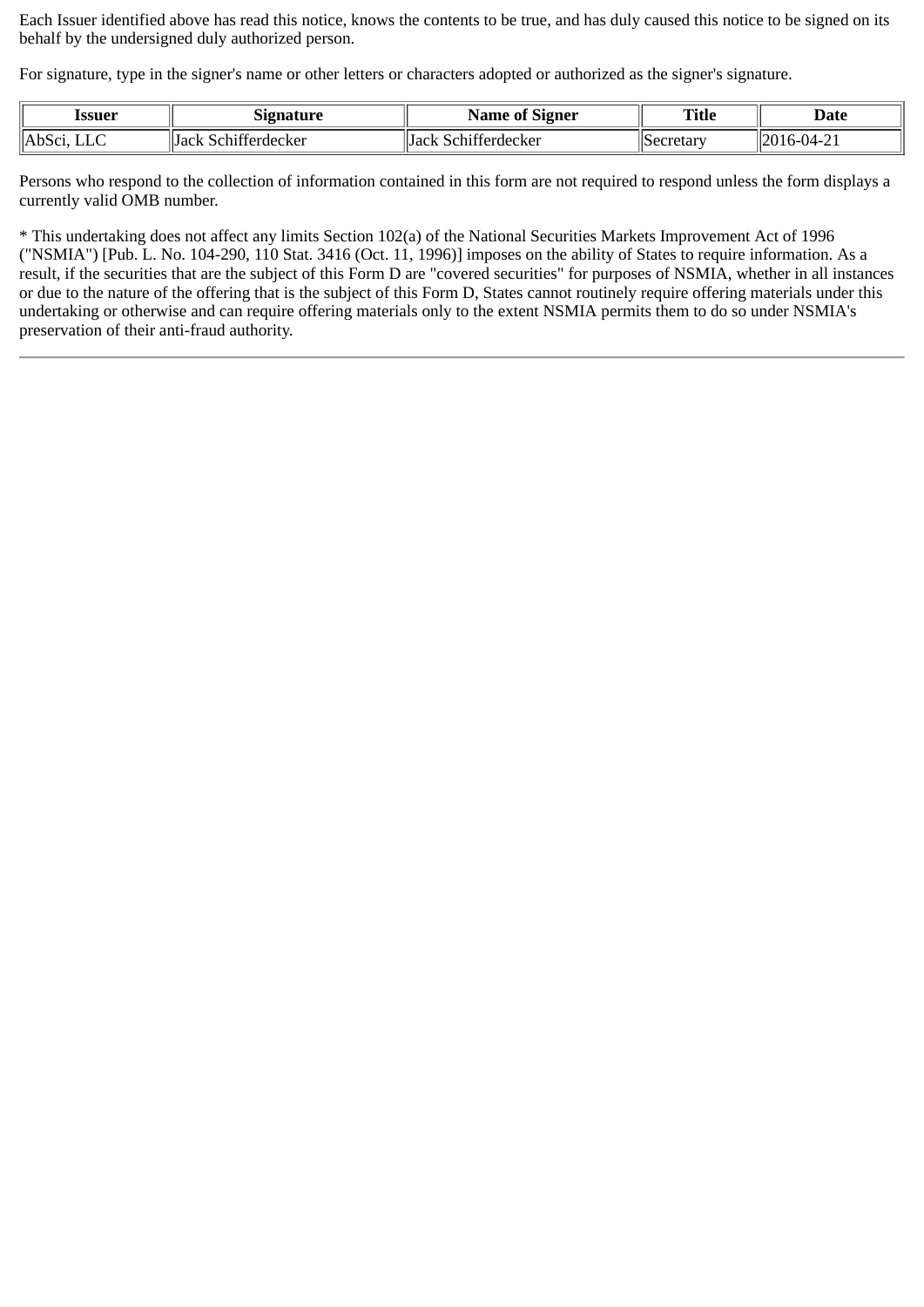Each Issuer identified above has read this notice, knows the contents to be true, and has duly caused this notice to be signed on its behalf by the undersigned duly authorized person.

For signature, type in the signer's name or other letters or characters adopted or authorized as the signer's signature.

| Issuer | Signature | Name of Signer | Title | Date |
|---|---|---|---|---|
| AbSci, LLC | Jack Schifferdecker | Jack Schifferdecker | Secretary | 2016-04-21 |

Persons who respond to the collection of information contained in this form are not required to respond unless the form displays a currently valid OMB number.

* This undertaking does not affect any limits Section 102(a) of the National Securities Markets Improvement Act of 1996 ("NSMIA") [Pub. L. No. 104-290, 110 Stat. 3416 (Oct. 11, 1996)] imposes on the ability of States to require information. As a result, if the securities that are the subject of this Form D are "covered securities" for purposes of NSMIA, whether in all instances or due to the nature of the offering that is the subject of this Form D, States cannot routinely require offering materials under this undertaking or otherwise and can require offering materials only to the extent NSMIA permits them to do so under NSMIA's preservation of their anti-fraud authority.